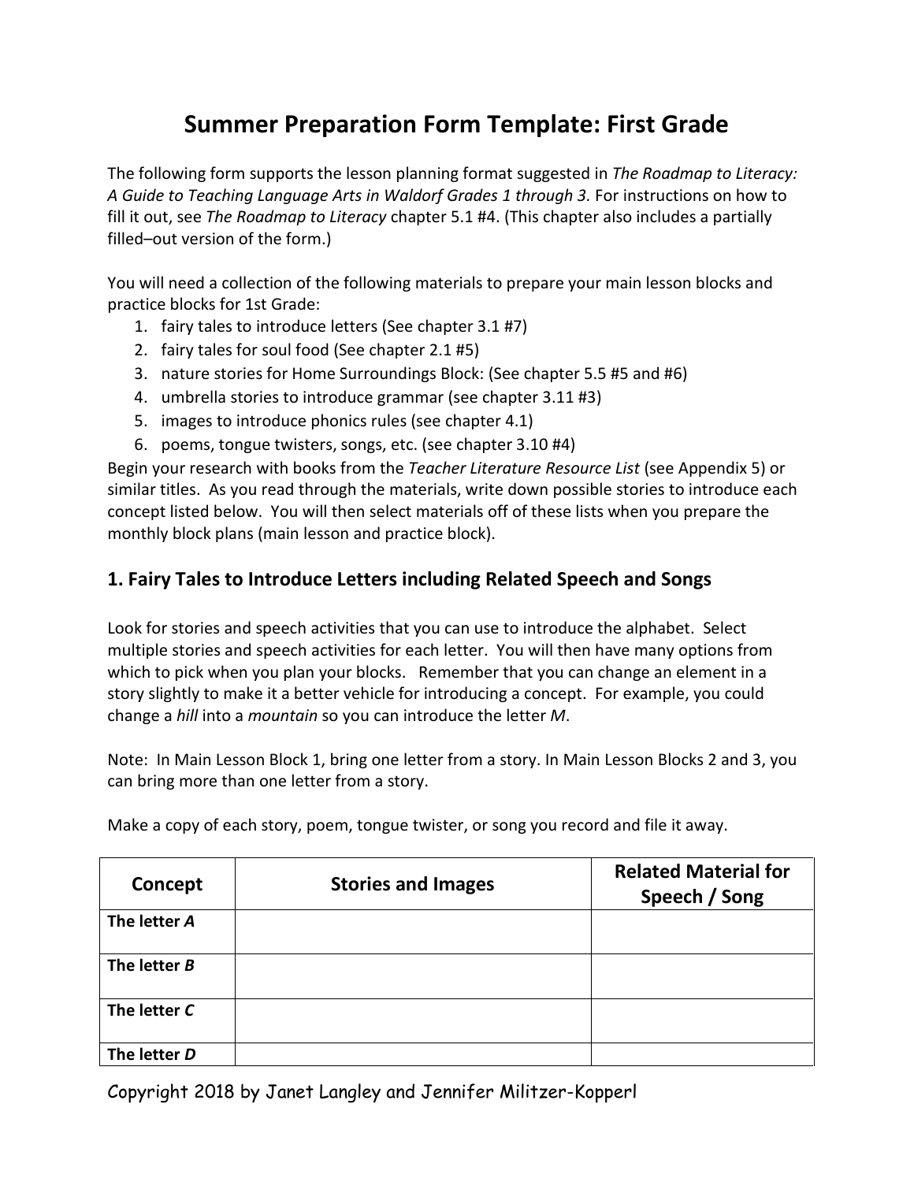# Summer Preparation Form Template: First Grade

The following form supports the lesson planning format suggested in *The Roadmap to Literacy: A Guide to Teaching Language Arts in Waldorf Grades 1 through 3.* For instructions on how to fill it out, see *The Roadmap to Literacy* chapter 5.1 #4. (This chapter also includes a partially filled–out version of the form.)

You will need a collection of the following materials to prepare your main lesson blocks and practice blocks for 1st Grade:

1. fairy tales to introduce letters (See chapter 3.1 #7)
2. fairy tales for soul food (See chapter 2.1 #5)
3. nature stories for Home Surroundings Block: (See chapter 5.5 #5 and #6)
4. umbrella stories to introduce grammar (see chapter 3.11 #3)
5. images to introduce phonics rules (see chapter 4.1)
6. poems, tongue twisters, songs, etc. (see chapter 3.10 #4)

Begin your research with books from the *Teacher Literature Resource List* (see Appendix 5) or similar titles. As you read through the materials, write down possible stories to introduce each concept listed below. You will then select materials off of these lists when you prepare the monthly block plans (main lesson and practice block).

## 1. Fairy Tales to Introduce Letters including Related Speech and Songs

Look for stories and speech activities that you can use to introduce the alphabet. Select multiple stories and speech activities for each letter. You will then have many options from which to pick when you plan your blocks. Remember that you can change an element in a story slightly to make it a better vehicle for introducing a concept. For example, you could change a *hill* into a *mountain* so you can introduce the letter *M*.

Note: In Main Lesson Block 1, bring one letter from a story. In Main Lesson Blocks 2 and 3, you can bring more than one letter from a story.

Make a copy of each story, poem, tongue twister, or song you record and file it away.

| Concept | Stories and Images | Related Material for Speech / Song |
|---|---|---|
| **The letter *A*** | | |
| **The letter *B*** | | |
| **The letter *C*** | | |
| **The letter *D*** | | |

Copyright 2018 by Janet Langley and Jennifer Militzer-Kopperl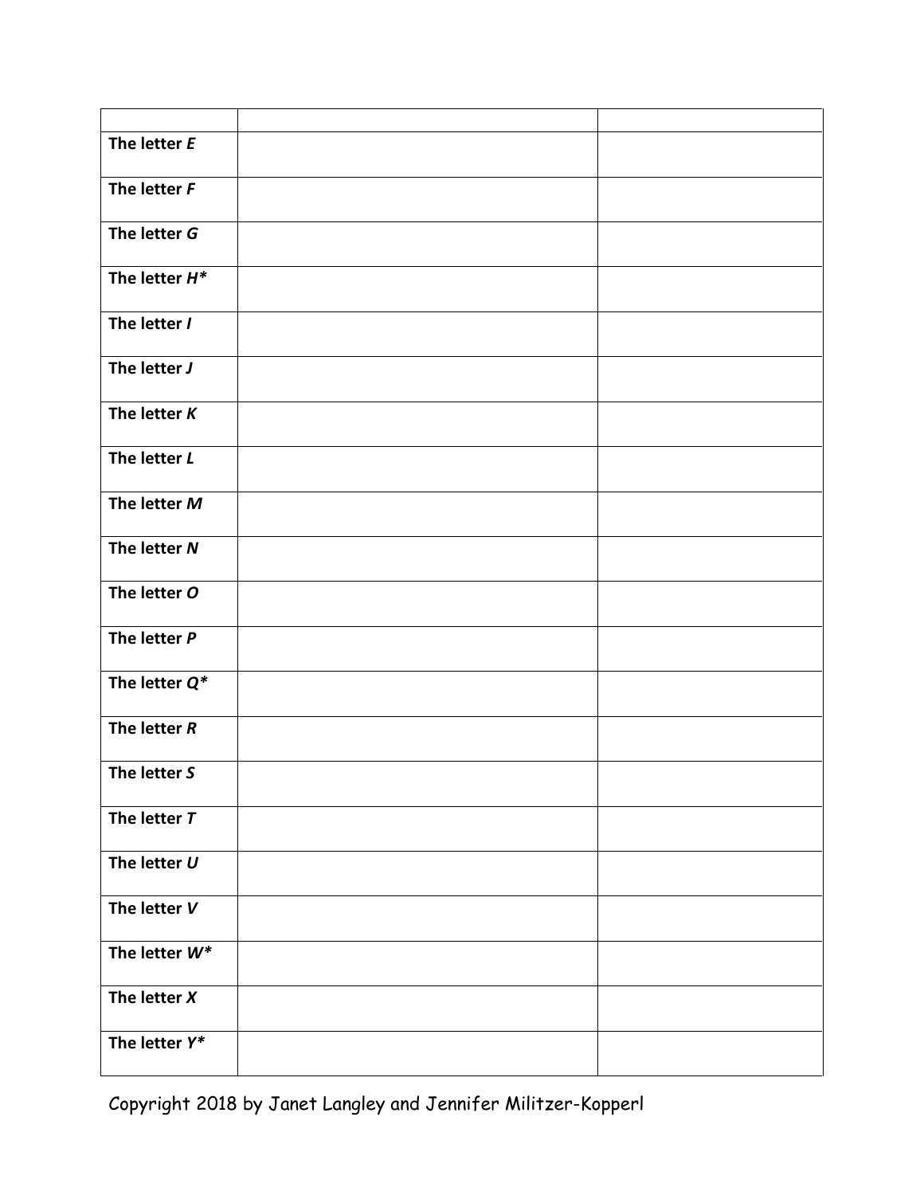| | | |
|---|---|---|
| | | |
| **The letter *E*** | | |
| **The letter *F*** | | |
| **The letter *G*** | | |
| **The letter *H**** | | |
| **The letter *I*** | | |
| **The letter *J*** | | |
| **The letter *K*** | | |
| **The letter *L*** | | |
| **The letter *M*** | | |
| **The letter *N*** | | |
| **The letter *O*** | | |
| **The letter *P*** | | |
| **The letter *Q**** | | |
| **The letter *R*** | | |
| **The letter *S*** | | |
| **The letter *T*** | | |
| **The letter *U*** | | |
| **The letter *V*** | | |
| **The letter *W**** | | |
| **The letter *X*** | | |
| **The letter *Y**** | | |

Copyright 2018 by Janet Langley and Jennifer Militzer-Kopperl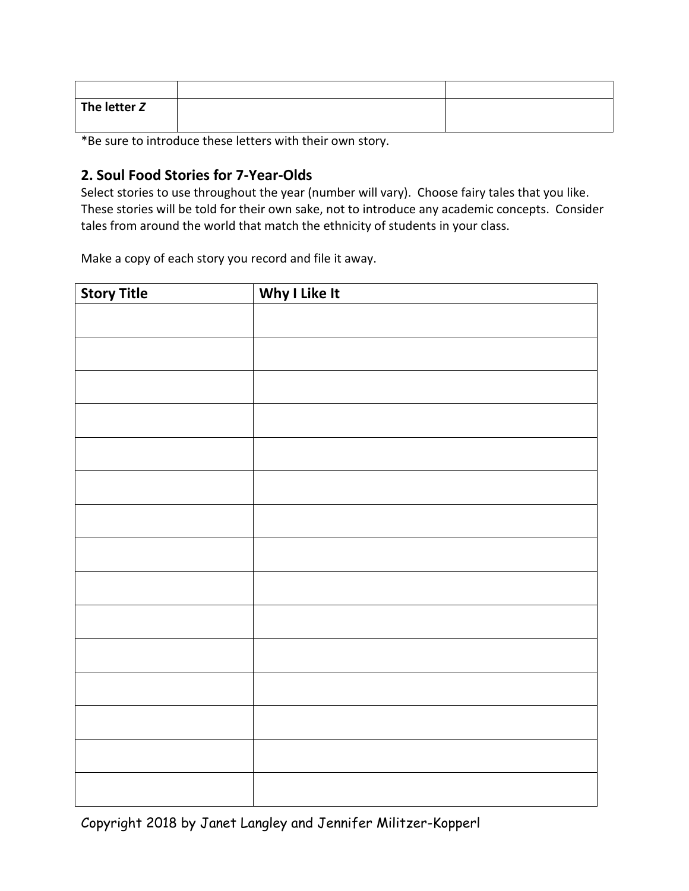| | | |
|---|---|---|
| | | |
| **The letter *Z*** | | |

*Be sure to introduce these letters with their own story.

## 2. Soul Food Stories for 7-Year-Olds

Select stories to use throughout the year (number will vary). Choose fairy tales that you like. These stories will be told for their own sake, not to introduce any academic concepts. Consider tales from around the world that match the ethnicity of students in your class.

Make a copy of each story you record and file it away.

| Story Title | Why I Like It |
|---|---|
| | |
| | |
| | |
| | |
| | |
| | |
| | |
| | |
| | |
| | |
| | |
| | |
| | |
| | |
| | |

Copyright 2018 by Janet Langley and Jennifer Militzer-Kopperl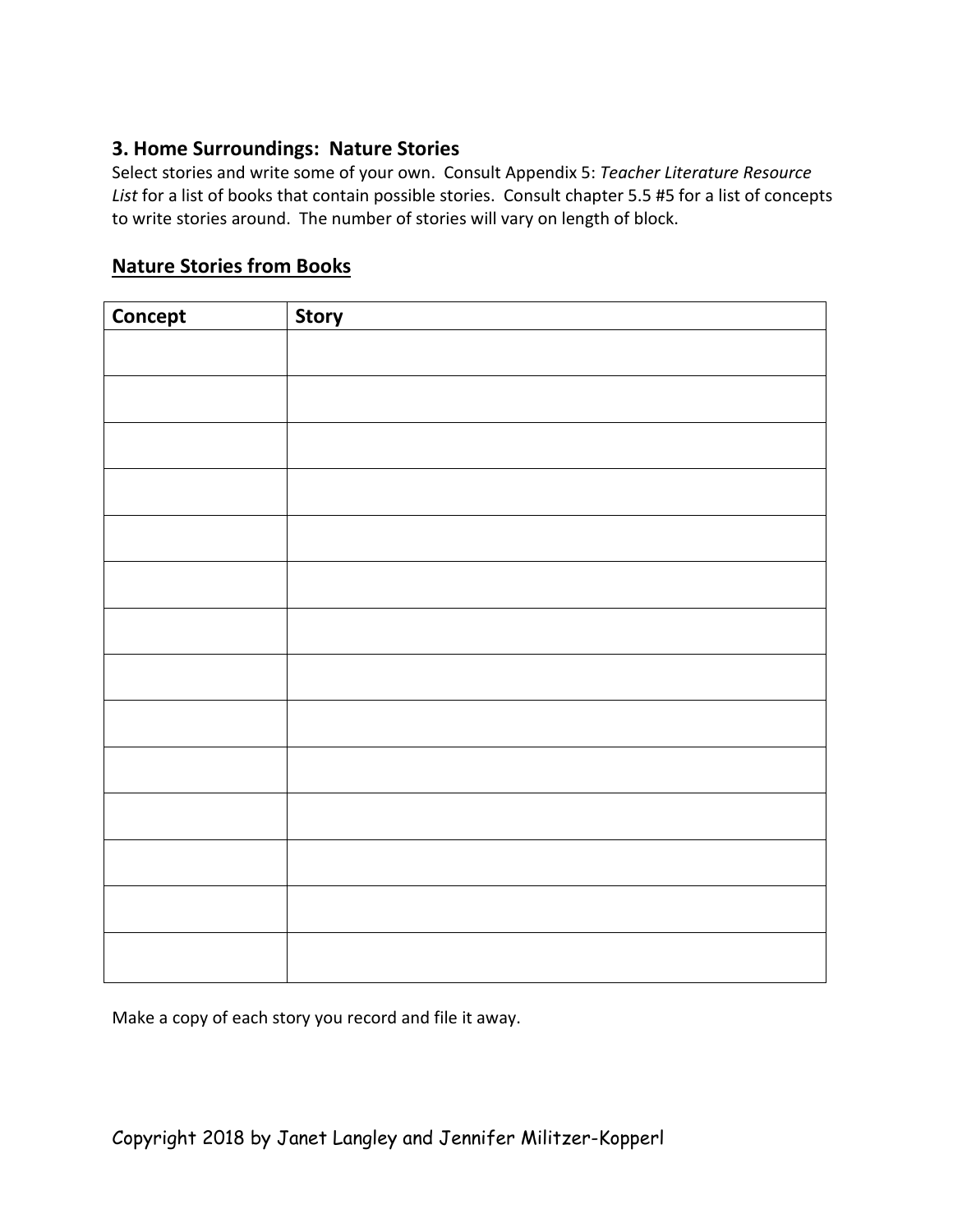### 3. Home Surroundings: Nature Stories

Select stories and write some of your own. Consult Appendix 5: *Teacher Literature Resource List* for a list of books that contain possible stories. Consult chapter 5.5 #5 for a list of concepts to write stories around. The number of stories will vary on length of block.

**Nature Stories from Books**

| Concept | Story |
| --- | --- |
| | |
| | |
| | |
| | |
| | |
| | |
| | |
| | |
| | |
| | |
| | |
| | |
| | |
| | |

Make a copy of each story you record and file it away.

Copyright 2018 by Janet Langley and Jennifer Militzer-Kopperl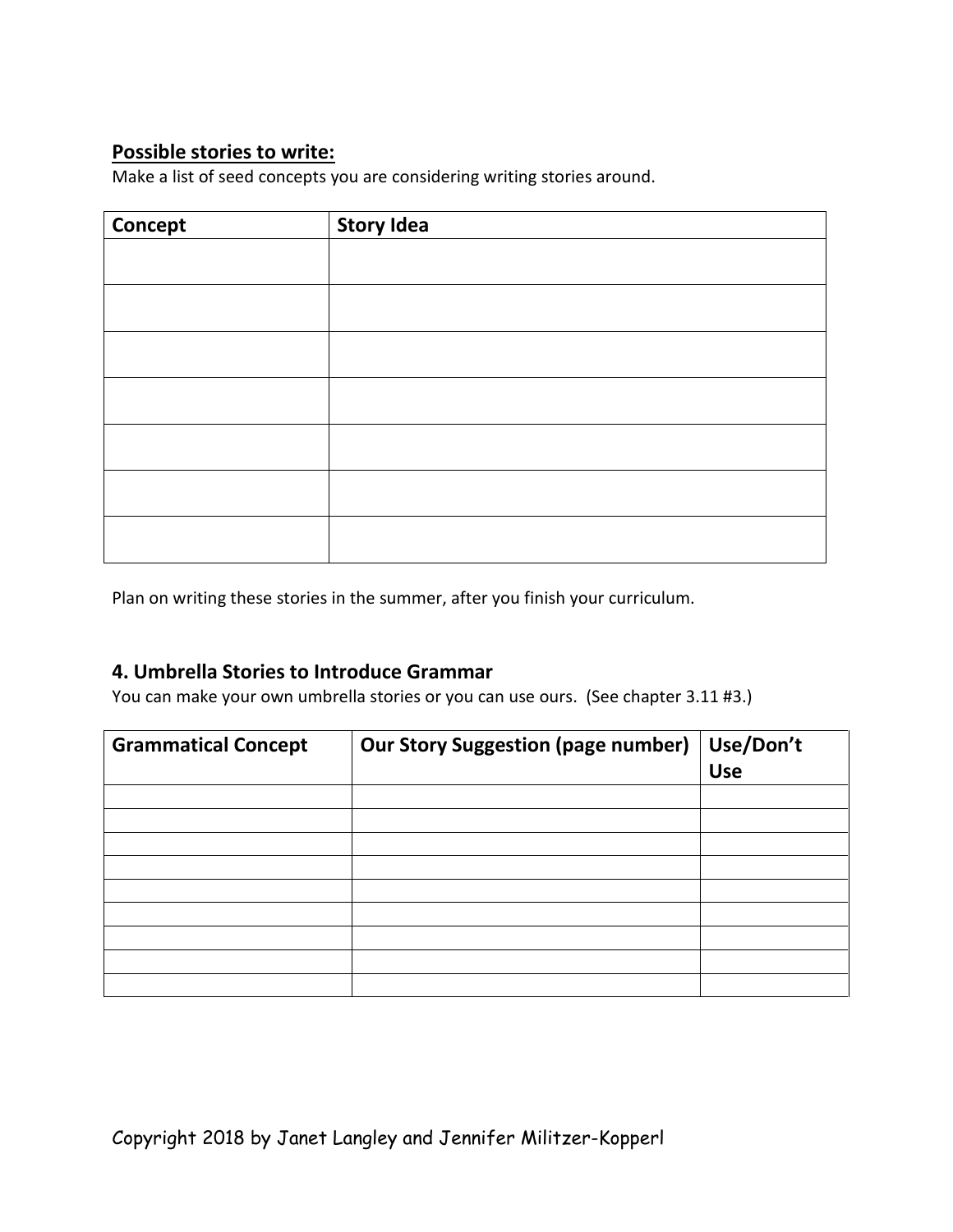**Possible stories to write:**

Make a list of seed concepts you are considering writing stories around.

| Concept | Story Idea |
|---|---|
| | |
| | |
| | |
| | |
| | |
| | |
| | |

Plan on writing these stories in the summer, after you finish your curriculum.

### 4. Umbrella Stories to Introduce Grammar

You can make your own umbrella stories or you can use ours. (See chapter 3.11 #3.)

| Grammatical Concept | Our Story Suggestion (page number) | Use/Don't Use |
|---|---|---|
| | | |
| | | |
| | | |
| | | |
| | | |
| | | |
| | | |
| | | |
| | | |

Copyright 2018 by Janet Langley and Jennifer Militzer-Kopperl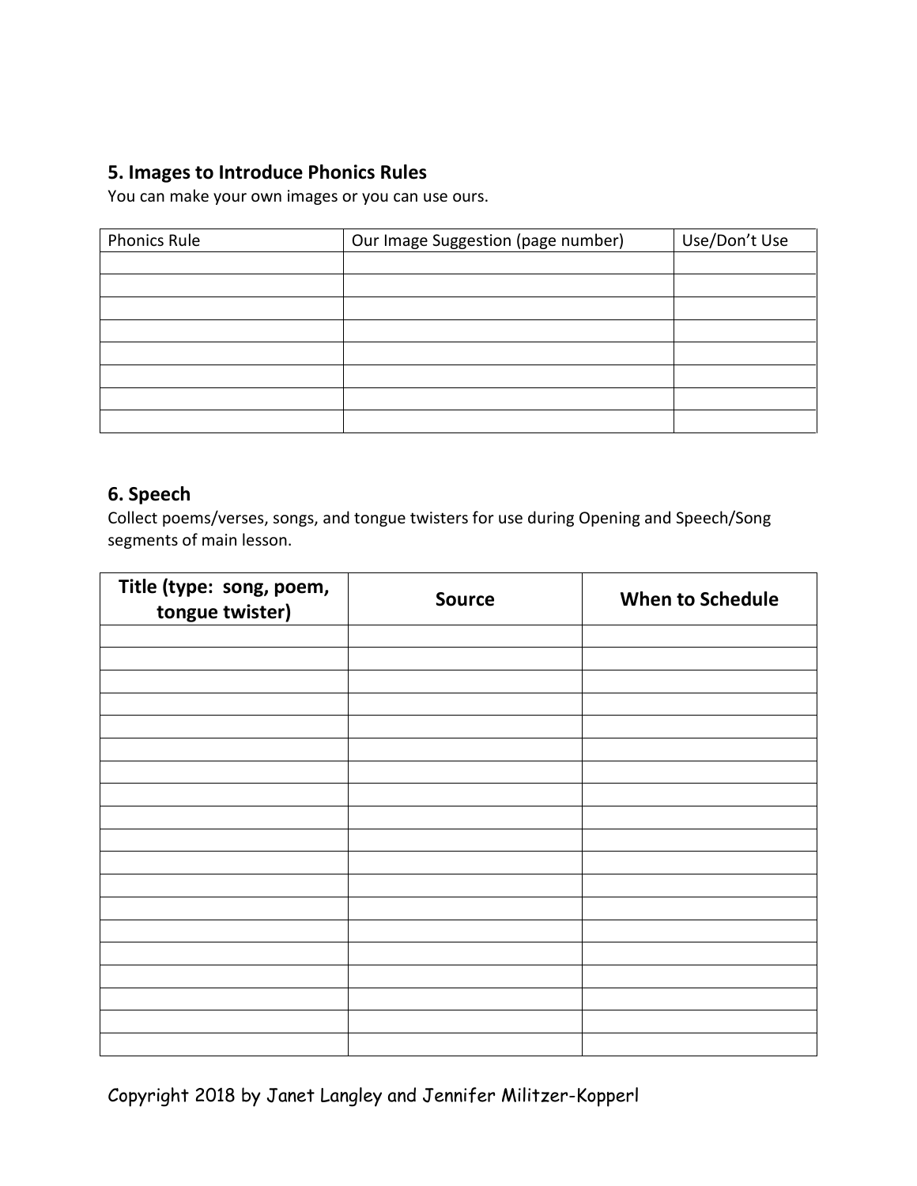## 5. Images to Introduce Phonics Rules

You can make your own images or you can use ours.

| Phonics Rule | Our Image Suggestion (page number) | Use/Don't Use |
|---|---|---|
| | | |
| | | |
| | | |
| | | |
| | | |
| | | |
| | | |
| | | |

## 6. Speech

Collect poems/verses, songs, and tongue twisters for use during Opening and Speech/Song segments of main lesson.

| **Title (type: song, poem, tongue twister)** | **Source** | **When to Schedule** |
|---|---|---|
| | | |
| | | |
| | | |
| | | |
| | | |
| | | |
| | | |
| | | |
| | | |
| | | |
| | | |
| | | |
| | | |
| | | |
| | | |
| | | |
| | | |
| | | |
| | | |

Copyright 2018 by Janet Langley and Jennifer Militzer-Kopperl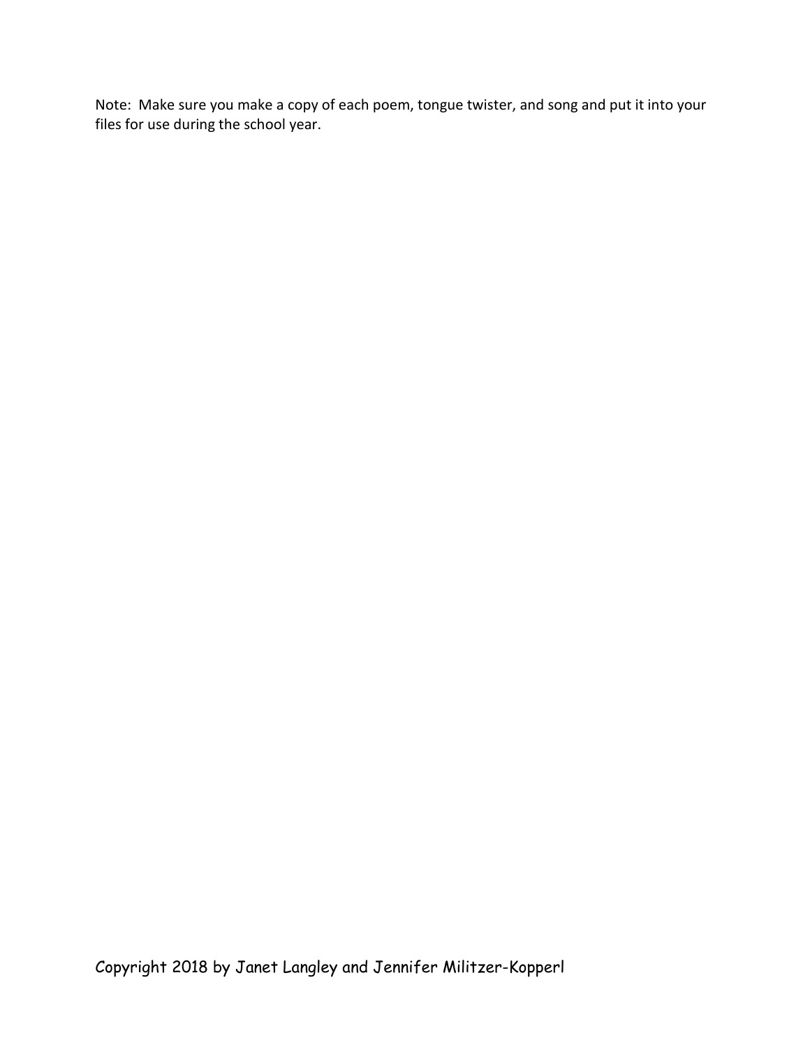Note: Make sure you make a copy of each poem, tongue twister, and song and put it into your files for use during the school year.

Copyright 2018 by Janet Langley and Jennifer Militzer-Kopperl